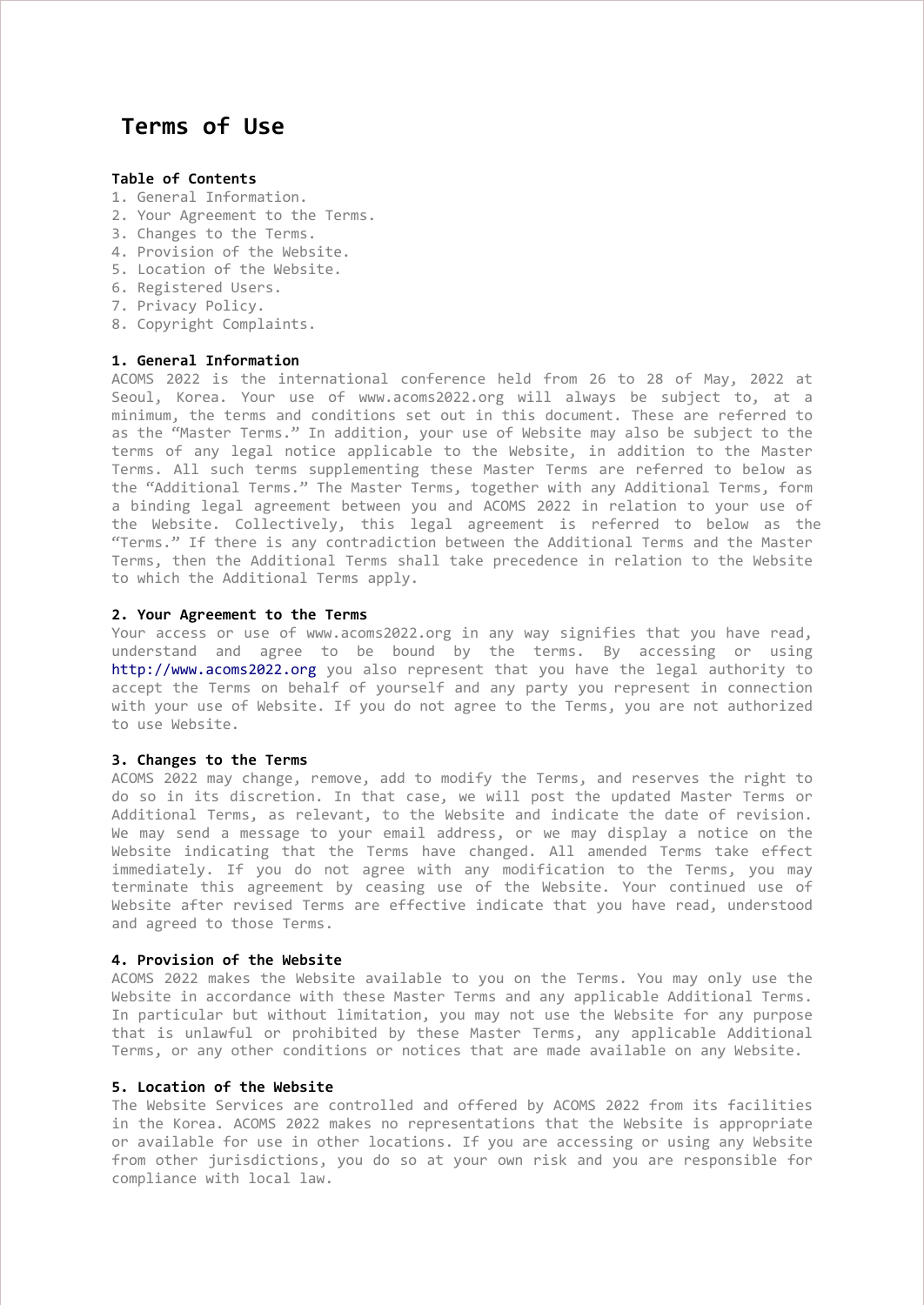# Terms of Use

**Table of Contents**

1. General Information.
2. Your Agreement to the Terms.
3. Changes to the Terms.
4. Provision of the Website.
5. Location of the Website.
6. Registered Users.
7. Privacy Policy.
8. Copyright Complaints.

## 1. General Information

ACOMS 2022 is the international conference held from 26 to 28 of May, 2022 at Seoul, Korea. Your use of www.acoms2022.org will always be subject to, at a minimum, the terms and conditions set out in this document. These are referred to as the "Master Terms." In addition, your use of Website may also be subject to the terms of any legal notice applicable to the Website, in addition to the Master Terms. All such terms supplementing these Master Terms are referred to below as the "Additional Terms." The Master Terms, together with any Additional Terms, form a binding legal agreement between you and ACOMS 2022 in relation to your use of the Website. Collectively, this legal agreement is referred to below as the "Terms." If there is any contradiction between the Additional Terms and the Master Terms, then the Additional Terms shall take precedence in relation to the Website to which the Additional Terms apply.

## 2. Your Agreement to the Terms

Your access or use of www.acoms2022.org in any way signifies that you have read, understand and agree to be bound by the terms. By accessing or using http://www.acoms2022.org you also represent that you have the legal authority to accept the Terms on behalf of yourself and any party you represent in connection with your use of Website. If you do not agree to the Terms, you are not authorized to use Website.

## 3. Changes to the Terms

ACOMS 2022 may change, remove, add to modify the Terms, and reserves the right to do so in its discretion. In that case, we will post the updated Master Terms or Additional Terms, as relevant, to the Website and indicate the date of revision. We may send a message to your email address, or we may display a notice on the Website indicating that the Terms have changed. All amended Terms take effect immediately. If you do not agree with any modification to the Terms, you may terminate this agreement by ceasing use of the Website. Your continued use of Website after revised Terms are effective indicate that you have read, understood and agreed to those Terms.

## 4. Provision of the Website

ACOMS 2022 makes the Website available to you on the Terms. You may only use the Website in accordance with these Master Terms and any applicable Additional Terms. In particular but without limitation, you may not use the Website for any purpose that is unlawful or prohibited by these Master Terms, any applicable Additional Terms, or any other conditions or notices that are made available on any Website.

## 5. Location of the Website

The Website Services are controlled and offered by ACOMS 2022 from its facilities in the Korea. ACOMS 2022 makes no representations that the Website is appropriate or available for use in other locations. If you are accessing or using any Website from other jurisdictions, you do so at your own risk and you are responsible for compliance with local law.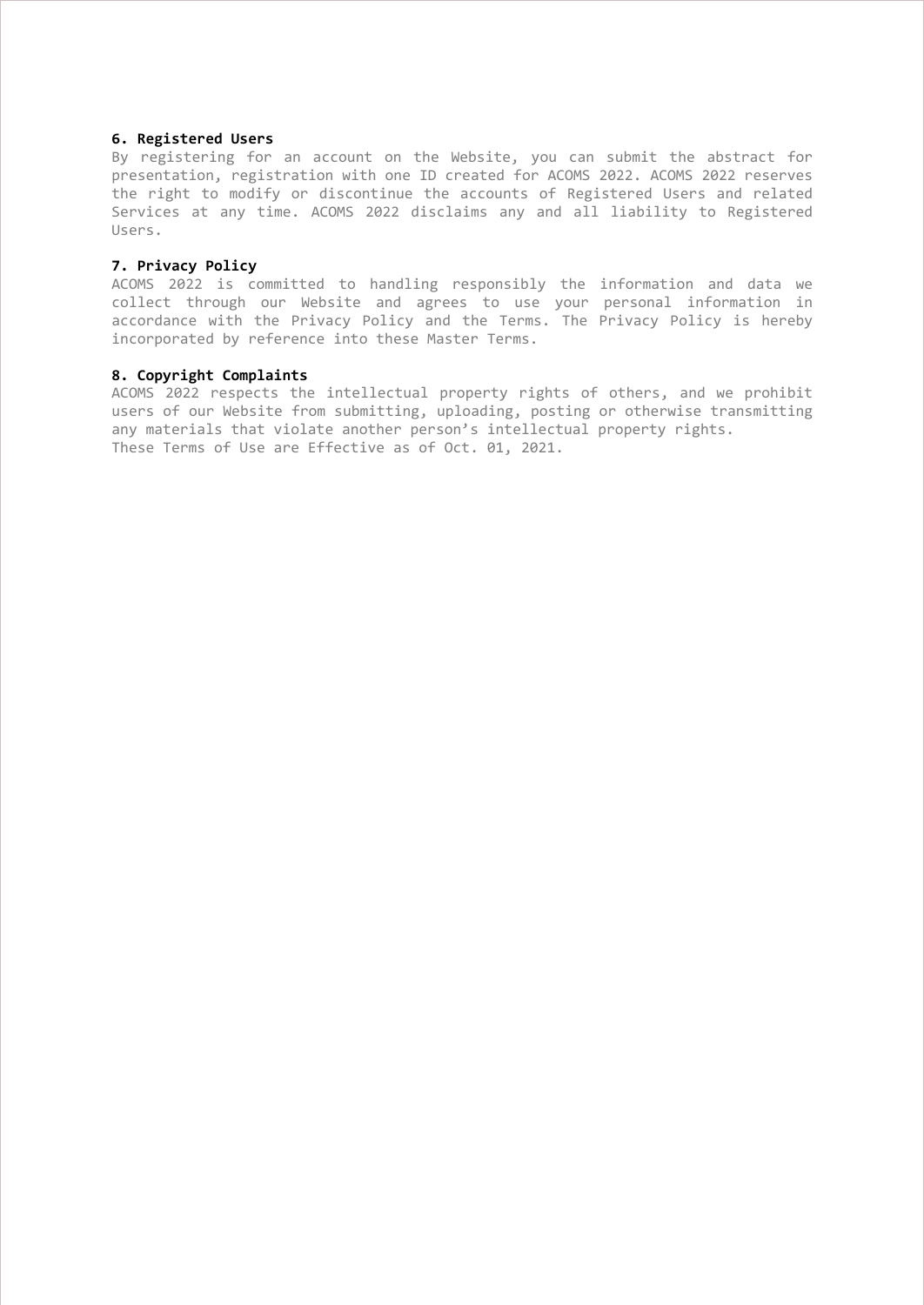## 6. Registered Users

By registering for an account on the Website, you can submit the abstract for presentation, registration with one ID created for ACOMS 2022. ACOMS 2022 reserves the right to modify or discontinue the accounts of Registered Users and related Services at any time. ACOMS 2022 disclaims any and all liability to Registered Users.

## 7. Privacy Policy

ACOMS 2022 is committed to handling responsibly the information and data we collect through our Website and agrees to use your personal information in accordance with the Privacy Policy and the Terms. The Privacy Policy is hereby incorporated by reference into these Master Terms.

## 8. Copyright Complaints

ACOMS 2022 respects the intellectual property rights of others, and we prohibit users of our Website from submitting, uploading, posting or otherwise transmitting any materials that violate another person's intellectual property rights.
These Terms of Use are Effective as of Oct. 01, 2021.